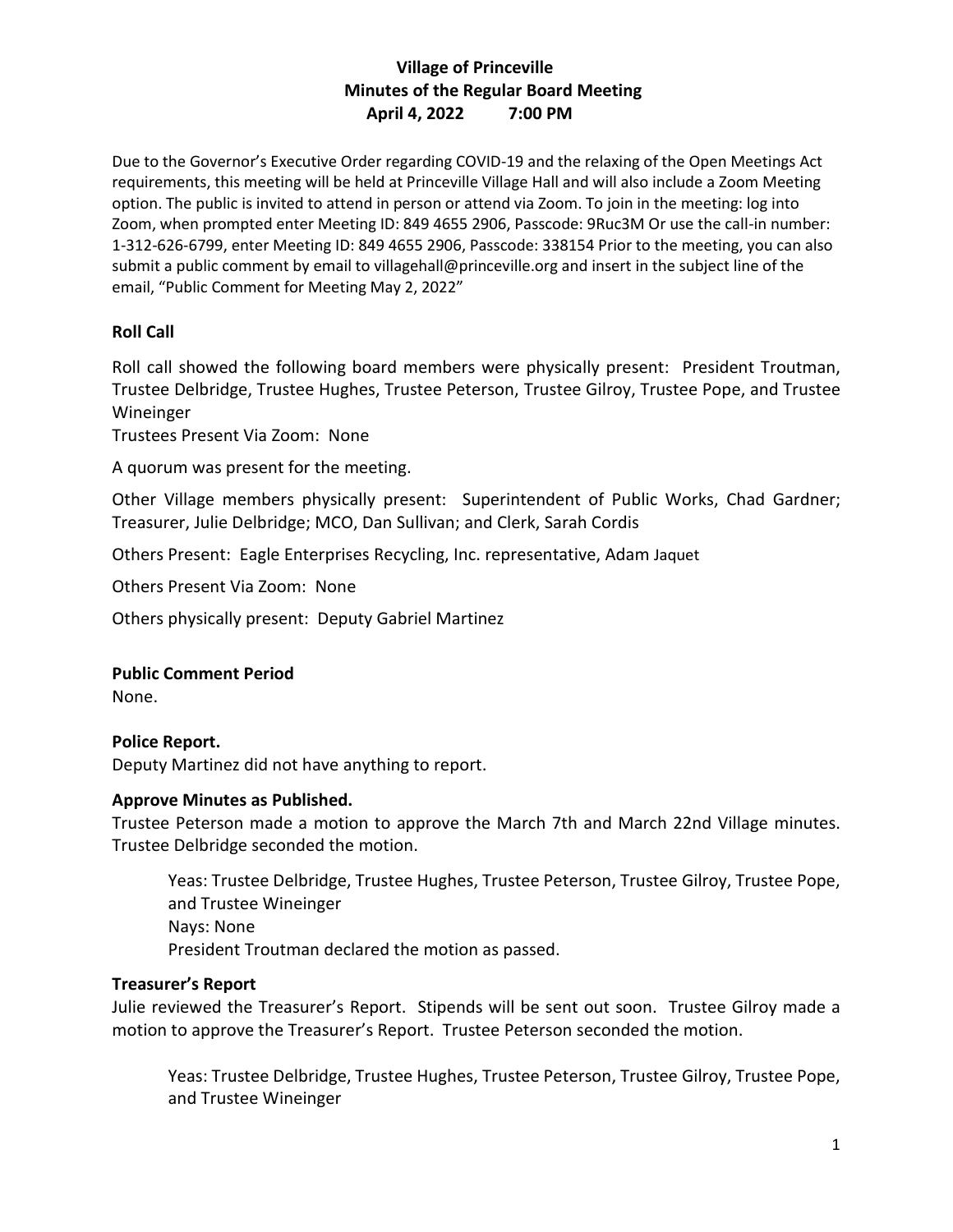# Village of Princeville
## Minutes of the Regular Board Meeting
### April 4, 2022 7:00 PM

Due to the Governor's Executive Order regarding COVID-19 and the relaxing of the Open Meetings Act requirements, this meeting will be held at Princeville Village Hall and will also include a Zoom Meeting option. The public is invited to attend in person or attend via Zoom. To join in the meeting: log into Zoom, when prompted enter Meeting ID: 849 4655 2906, Passcode: 9Ruc3M Or use the call-in number: 1-312-626-6799, enter Meeting ID: 849 4655 2906, Passcode: 338154 Prior to the meeting, you can also submit a public comment by email to villagehall@princeville.org and insert in the subject line of the email, "Public Comment for Meeting May 2, 2022"

**Roll Call**

Roll call showed the following board members were physically present: President Troutman, Trustee Delbridge, Trustee Hughes, Trustee Peterson, Trustee Gilroy, Trustee Pope, and Trustee Wineinger

Trustees Present Via Zoom: None

A quorum was present for the meeting.

Other Village members physically present: Superintendent of Public Works, Chad Gardner; Treasurer, Julie Delbridge; MCO, Dan Sullivan; and Clerk, Sarah Cordis

Others Present: Eagle Enterprises Recycling, Inc. representative, Adam Jaquet

Others Present Via Zoom: None

Others physically present: Deputy Gabriel Martinez

**Public Comment Period**

None.

**Police Report.**

Deputy Martinez did not have anything to report.

**Approve Minutes as Published.**

Trustee Peterson made a motion to approve the March 7th and March 22nd Village minutes. Trustee Delbridge seconded the motion.

> Yeas: Trustee Delbridge, Trustee Hughes, Trustee Peterson, Trustee Gilroy, Trustee Pope, and Trustee Wineinger
> Nays: None
> President Troutman declared the motion as passed.

**Treasurer's Report**

Julie reviewed the Treasurer's Report. Stipends will be sent out soon. Trustee Gilroy made a motion to approve the Treasurer's Report. Trustee Peterson seconded the motion.

> Yeas: Trustee Delbridge, Trustee Hughes, Trustee Peterson, Trustee Gilroy, Trustee Pope, and Trustee Wineinger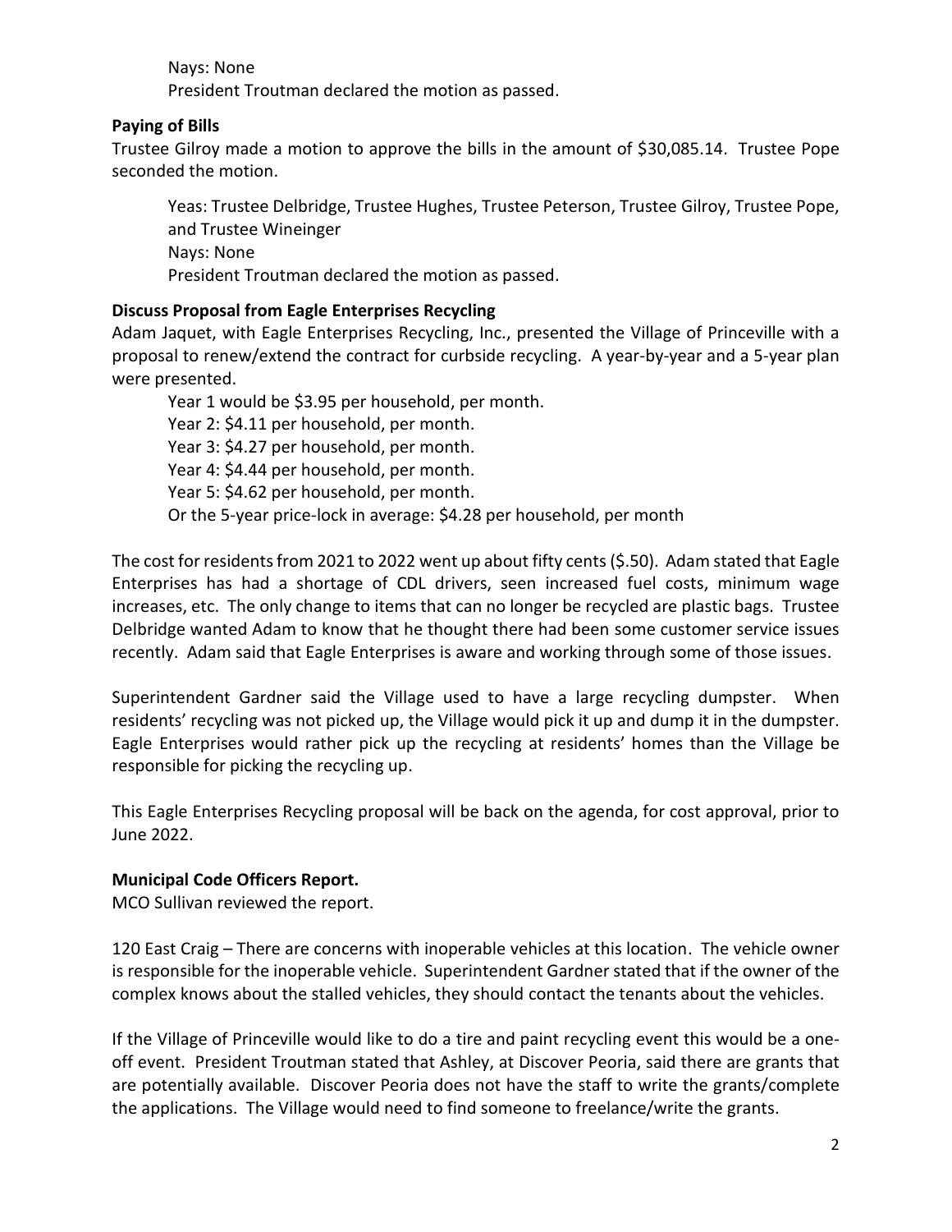Nays: None
President Troutman declared the motion as passed.

**Paying of Bills**

Trustee Gilroy made a motion to approve the bills in the amount of $30,085.14. Trustee Pope seconded the motion.

Yeas: Trustee Delbridge, Trustee Hughes, Trustee Peterson, Trustee Gilroy, Trustee Pope, and Trustee Wineinger
Nays: None
President Troutman declared the motion as passed.

**Discuss Proposal from Eagle Enterprises Recycling**

Adam Jaquet, with Eagle Enterprises Recycling, Inc., presented the Village of Princeville with a proposal to renew/extend the contract for curbside recycling. A year-by-year and a 5-year plan were presented.

Year 1 would be $3.95 per household, per month.
Year 2: $4.11 per household, per month.
Year 3: $4.27 per household, per month.
Year 4: $4.44 per household, per month.
Year 5: $4.62 per household, per month.
Or the 5-year price-lock in average: $4.28 per household, per month

The cost for residents from 2021 to 2022 went up about fifty cents ($.50). Adam stated that Eagle Enterprises has had a shortage of CDL drivers, seen increased fuel costs, minimum wage increases, etc. The only change to items that can no longer be recycled are plastic bags. Trustee Delbridge wanted Adam to know that he thought there had been some customer service issues recently. Adam said that Eagle Enterprises is aware and working through some of those issues.

Superintendent Gardner said the Village used to have a large recycling dumpster. When residents' recycling was not picked up, the Village would pick it up and dump it in the dumpster. Eagle Enterprises would rather pick up the recycling at residents' homes than the Village be responsible for picking the recycling up.

This Eagle Enterprises Recycling proposal will be back on the agenda, for cost approval, prior to June 2022.

**Municipal Code Officers Report.**

MCO Sullivan reviewed the report.

120 East Craig – There are concerns with inoperable vehicles at this location. The vehicle owner is responsible for the inoperable vehicle. Superintendent Gardner stated that if the owner of the complex knows about the stalled vehicles, they should contact the tenants about the vehicles.

If the Village of Princeville would like to do a tire and paint recycling event this would be a one-off event. President Troutman stated that Ashley, at Discover Peoria, said there are grants that are potentially available. Discover Peoria does not have the staff to write the grants/complete the applications. The Village would need to find someone to freelance/write the grants.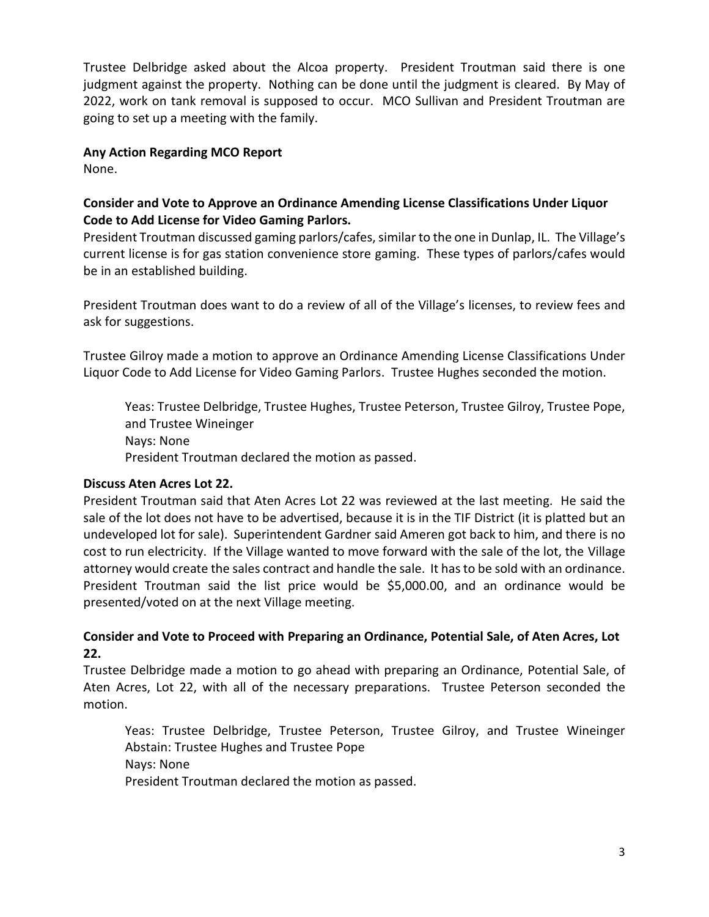Trustee Delbridge asked about the Alcoa property. President Troutman said there is one judgment against the property. Nothing can be done until the judgment is cleared. By May of 2022, work on tank removal is supposed to occur. MCO Sullivan and President Troutman are going to set up a meeting with the family.

**Any Action Regarding MCO Report**
None.

**Consider and Vote to Approve an Ordinance Amending License Classifications Under Liquor Code to Add License for Video Gaming Parlors.**
President Troutman discussed gaming parlors/cafes, similar to the one in Dunlap, IL. The Village's current license is for gas station convenience store gaming. These types of parlors/cafes would be in an established building.

President Troutman does want to do a review of all of the Village's licenses, to review fees and ask for suggestions.

Trustee Gilroy made a motion to approve an Ordinance Amending License Classifications Under Liquor Code to Add License for Video Gaming Parlors. Trustee Hughes seconded the motion.

> Yeas: Trustee Delbridge, Trustee Hughes, Trustee Peterson, Trustee Gilroy, Trustee Pope, and Trustee Wineinger
> Nays: None
> President Troutman declared the motion as passed.

**Discuss Aten Acres Lot 22.**
President Troutman said that Aten Acres Lot 22 was reviewed at the last meeting. He said the sale of the lot does not have to be advertised, because it is in the TIF District (it is platted but an undeveloped lot for sale). Superintendent Gardner said Ameren got back to him, and there is no cost to run electricity. If the Village wanted to move forward with the sale of the lot, the Village attorney would create the sales contract and handle the sale. It has to be sold with an ordinance. President Troutman said the list price would be $5,000.00, and an ordinance would be presented/voted on at the next Village meeting.

**Consider and Vote to Proceed with Preparing an Ordinance, Potential Sale, of Aten Acres, Lot 22.**
Trustee Delbridge made a motion to go ahead with preparing an Ordinance, Potential Sale, of Aten Acres, Lot 22, with all of the necessary preparations. Trustee Peterson seconded the motion.

> Yeas: Trustee Delbridge, Trustee Peterson, Trustee Gilroy, and Trustee Wineinger
> Abstain: Trustee Hughes and Trustee Pope
> Nays: None
> President Troutman declared the motion as passed.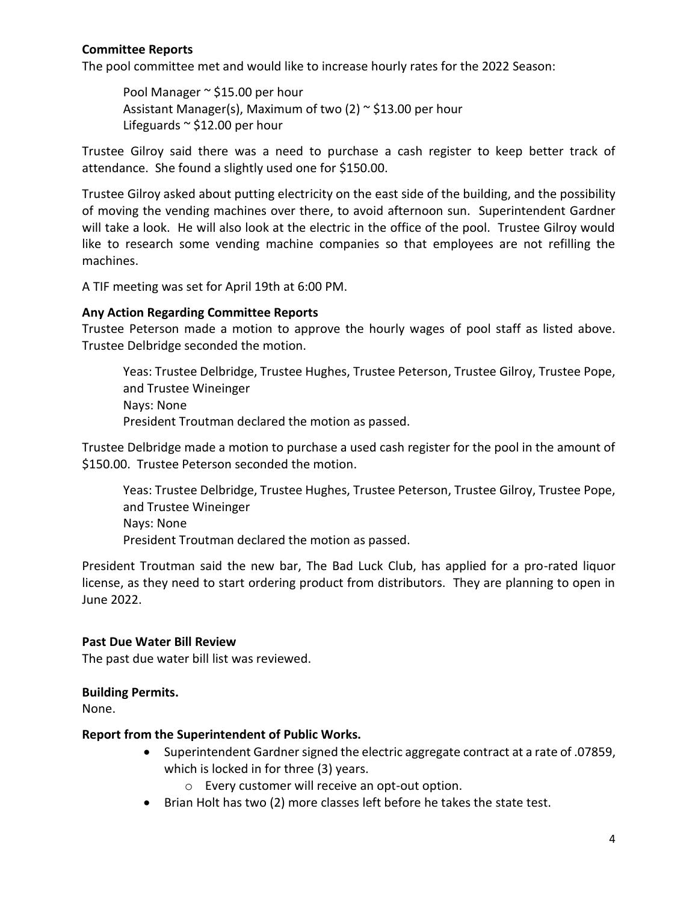**Committee Reports**

The pool committee met and would like to increase hourly rates for the 2022 Season:

Pool Manager ~ $15.00 per hour
Assistant Manager(s), Maximum of two (2) ~ $13.00 per hour
Lifeguards ~ $12.00 per hour

Trustee Gilroy said there was a need to purchase a cash register to keep better track of attendance. She found a slightly used one for $150.00.

Trustee Gilroy asked about putting electricity on the east side of the building, and the possibility of moving the vending machines over there, to avoid afternoon sun. Superintendent Gardner will take a look. He will also look at the electric in the office of the pool. Trustee Gilroy would like to research some vending machine companies so that employees are not refilling the machines.

A TIF meeting was set for April 19th at 6:00 PM.

**Any Action Regarding Committee Reports**

Trustee Peterson made a motion to approve the hourly wages of pool staff as listed above. Trustee Delbridge seconded the motion.

Yeas: Trustee Delbridge, Trustee Hughes, Trustee Peterson, Trustee Gilroy, Trustee Pope, and Trustee Wineinger
Nays: None
President Troutman declared the motion as passed.

Trustee Delbridge made a motion to purchase a used cash register for the pool in the amount of $150.00. Trustee Peterson seconded the motion.

Yeas: Trustee Delbridge, Trustee Hughes, Trustee Peterson, Trustee Gilroy, Trustee Pope, and Trustee Wineinger
Nays: None
President Troutman declared the motion as passed.

President Troutman said the new bar, The Bad Luck Club, has applied for a pro-rated liquor license, as they need to start ordering product from distributors. They are planning to open in June 2022.

**Past Due Water Bill Review**

The past due water bill list was reviewed.

**Building Permits.**

None.

**Report from the Superintendent of Public Works.**

- Superintendent Gardner signed the electric aggregate contract at a rate of .07859, which is locked in for three (3) years.
  - Every customer will receive an opt-out option.
- Brian Holt has two (2) more classes left before he takes the state test.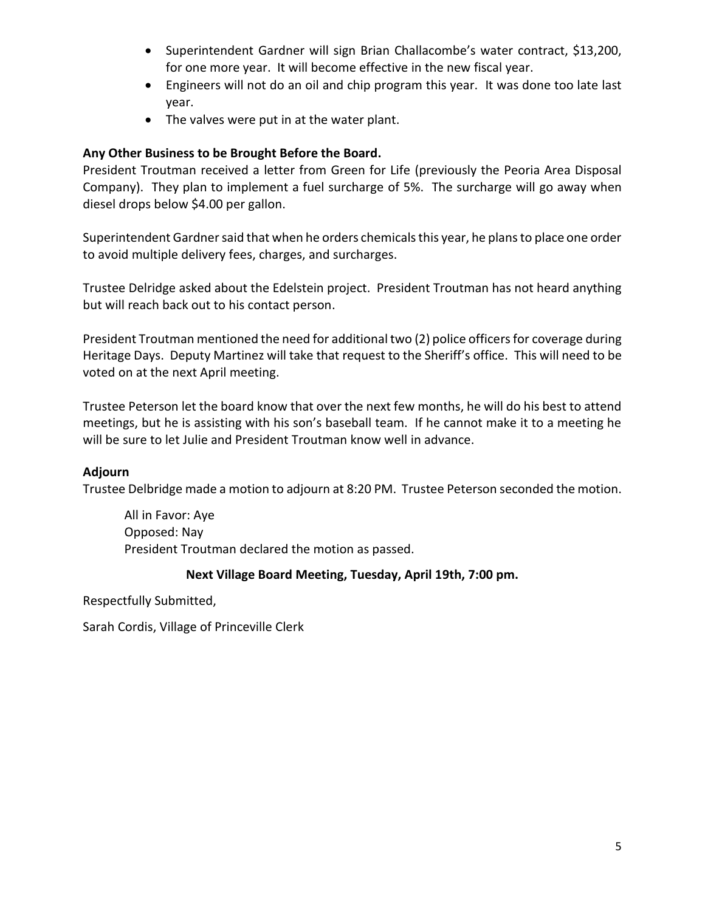- Superintendent Gardner will sign Brian Challacombe's water contract, $13,200, for one more year. It will become effective in the new fiscal year.
- Engineers will not do an oil and chip program this year. It was done too late last year.
- The valves were put in at the water plant.

**Any Other Business to be Brought Before the Board.**

President Troutman received a letter from Green for Life (previously the Peoria Area Disposal Company). They plan to implement a fuel surcharge of 5%. The surcharge will go away when diesel drops below $4.00 per gallon.

Superintendent Gardner said that when he orders chemicals this year, he plans to place one order to avoid multiple delivery fees, charges, and surcharges.

Trustee Delridge asked about the Edelstein project. President Troutman has not heard anything but will reach back out to his contact person.

President Troutman mentioned the need for additional two (2) police officers for coverage during Heritage Days. Deputy Martinez will take that request to the Sheriff's office. This will need to be voted on at the next April meeting.

Trustee Peterson let the board know that over the next few months, he will do his best to attend meetings, but he is assisting with his son's baseball team. If he cannot make it to a meeting he will be sure to let Julie and President Troutman know well in advance.

**Adjourn**

Trustee Delbridge made a motion to adjourn at 8:20 PM. Trustee Peterson seconded the motion.

All in Favor: Aye
Opposed: Nay
President Troutman declared the motion as passed.

**Next Village Board Meeting, Tuesday, April 19th, 7:00 pm.**

Respectfully Submitted,

Sarah Cordis, Village of Princeville Clerk